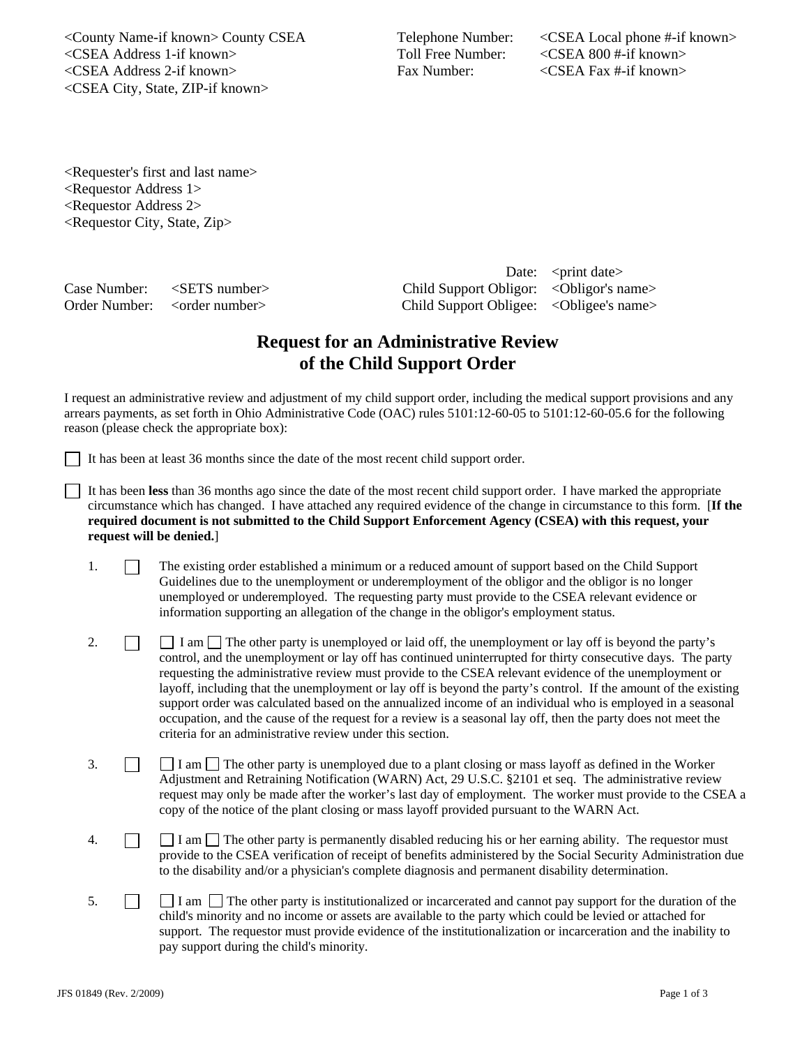<County Name-if known> County CSEA
<CSEA Address 1-if known>
<CSEA Address 2-if known>
<CSEA City, State, ZIP-if known>

Telephone Number: <CSEA Local phone #-if known>
Toll Free Number: <CSEA 800 #-if known>
Fax Number: <CSEA Fax #-if known>

<Requester's first and last name>
<Requestor Address 1>
<Requestor Address 2>
<Requestor City, State, Zip>

Date: <print date>

Case Number: <SETS number>
Order Number: <order number>

Child Support Obligor: <Obligor's name>
Child Support Obligee: <Obligee's name>

# Request for an Administrative Review of the Child Support Order

I request an administrative review and adjustment of my child support order, including the medical support provisions and any arrears payments, as set forth in Ohio Administrative Code (OAC) rules 5101:12-60-05 to 5101:12-60-05.6 for the following reason (please check the appropriate box):

☐ It has been at least 36 months since the date of the most recent child support order.

☐ It has been **less** than 36 months ago since the date of the most recent child support order. I have marked the appropriate circumstance which has changed. I have attached any required evidence of the change in circumstance to this form. [**If the required document is not submitted to the Child Support Enforcement Agency (CSEA) with this request, your request will be denied.**]

1. ☐ The existing order established a minimum or a reduced amount of support based on the Child Support Guidelines due to the unemployment or underemployment of the obligor and the obligor is no longer unemployed or underemployed. The requesting party must provide to the CSEA relevant evidence or information supporting an allegation of the change in the obligor's employment status.

2. ☐ ☐ I am ☐ The other party is unemployed or laid off, the unemployment or lay off is beyond the party's control, and the unemployment or lay off has continued uninterrupted for thirty consecutive days. The party requesting the administrative review must provide to the CSEA relevant evidence of the unemployment or layoff, including that the unemployment or lay off is beyond the party's control. If the amount of the existing support order was calculated based on the annualized income of an individual who is employed in a seasonal occupation, and the cause of the request for a review is a seasonal lay off, then the party does not meet the criteria for an administrative review under this section.

3. ☐ ☐ I am ☐ The other party is unemployed due to a plant closing or mass layoff as defined in the Worker Adjustment and Retraining Notification (WARN) Act, 29 U.S.C. §2101 et seq. The administrative review request may only be made after the worker's last day of employment. The worker must provide to the CSEA a copy of the notice of the plant closing or mass layoff provided pursuant to the WARN Act.

4. ☐ ☐ I am ☐ The other party is permanently disabled reducing his or her earning ability. The requestor must provide to the CSEA verification of receipt of benefits administered by the Social Security Administration due to the disability and/or a physician's complete diagnosis and permanent disability determination.

5. ☐ ☐ I am ☐ The other party is institutionalized or incarcerated and cannot pay support for the duration of the child's minority and no income or assets are available to the party which could be levied or attached for support. The requestor must provide evidence of the institutionalization or incarceration and the inability to pay support during the child's minority.

JFS 01849 (Rev. 2/2009)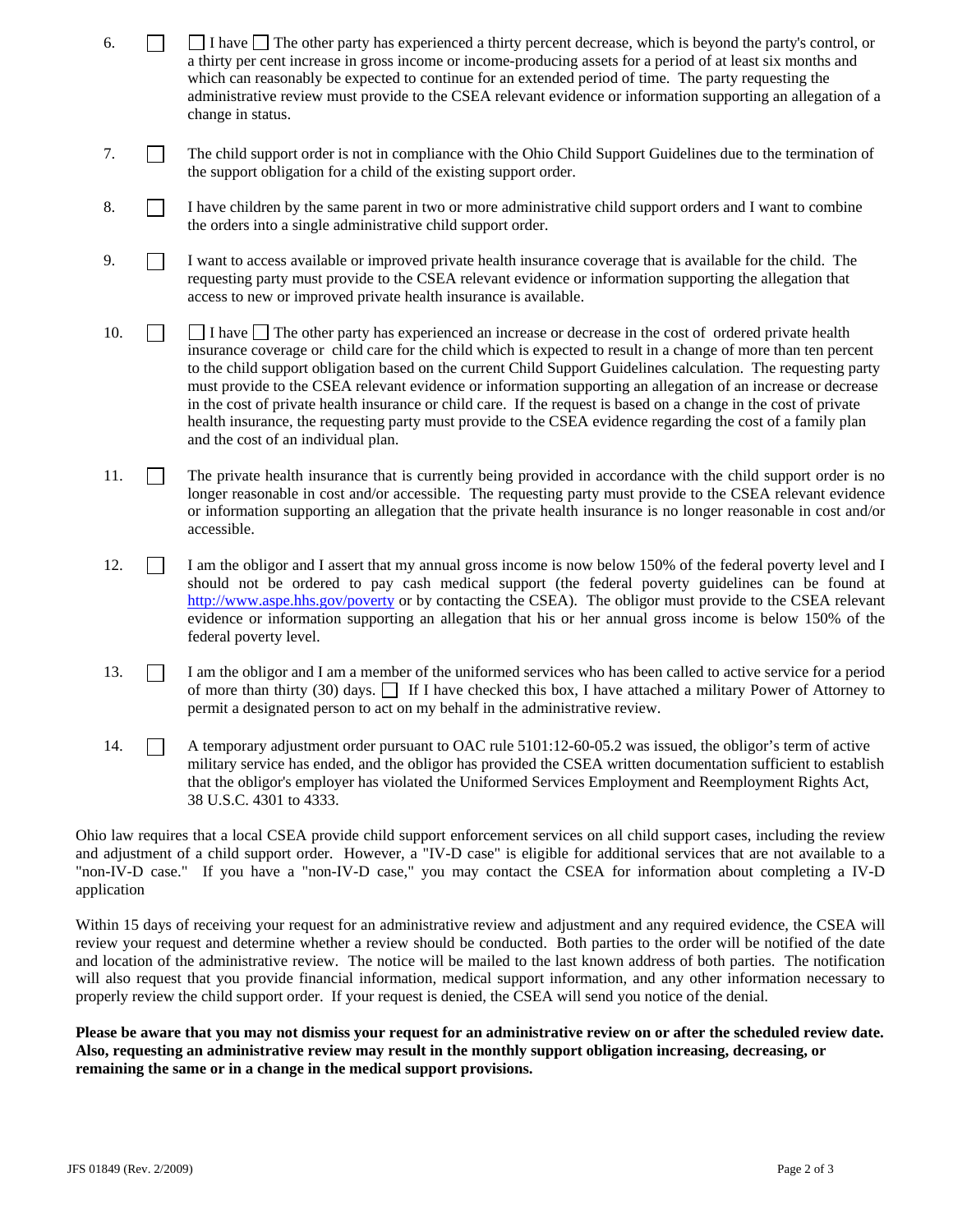6. ☐ ☐ I have ☐ The other party has experienced a thirty percent decrease, which is beyond the party's control, or a thirty per cent increase in gross income or income-producing assets for a period of at least six months and which can reasonably be expected to continue for an extended period of time. The party requesting the administrative review must provide to the CSEA relevant evidence or information supporting an allegation of a change in status.

7. ☐ The child support order is not in compliance with the Ohio Child Support Guidelines due to the termination of the support obligation for a child of the existing support order.

8. ☐ I have children by the same parent in two or more administrative child support orders and I want to combine the orders into a single administrative child support order.

9. ☐ I want to access available or improved private health insurance coverage that is available for the child. The requesting party must provide to the CSEA relevant evidence or information supporting the allegation that access to new or improved private health insurance is available.

10. ☐ ☐ I have ☐ The other party has experienced an increase or decrease in the cost of ordered private health insurance coverage or child care for the child which is expected to result in a change of more than ten percent to the child support obligation based on the current Child Support Guidelines calculation. The requesting party must provide to the CSEA relevant evidence or information supporting an allegation of an increase or decrease in the cost of private health insurance or child care. If the request is based on a change in the cost of private health insurance, the requesting party must provide to the CSEA evidence regarding the cost of a family plan and the cost of an individual plan.

11. ☐ The private health insurance that is currently being provided in accordance with the child support order is no longer reasonable in cost and/or accessible. The requesting party must provide to the CSEA relevant evidence or information supporting an allegation that the private health insurance is no longer reasonable in cost and/or accessible.

12. ☐ I am the obligor and I assert that my annual gross income is now below 150% of the federal poverty level and I should not be ordered to pay cash medical support (the federal poverty guidelines can be found at http://www.aspe.hhs.gov/poverty or by contacting the CSEA). The obligor must provide to the CSEA relevant evidence or information supporting an allegation that his or her annual gross income is below 150% of the federal poverty level.

13. ☐ I am the obligor and I am a member of the uniformed services who has been called to active service for a period of more than thirty (30) days. ☐ If I have checked this box, I have attached a military Power of Attorney to permit a designated person to act on my behalf in the administrative review.

14. ☐ A temporary adjustment order pursuant to OAC rule 5101:12-60-05.2 was issued, the obligor's term of active military service has ended, and the obligor has provided the CSEA written documentation sufficient to establish that the obligor's employer has violated the Uniformed Services Employment and Reemployment Rights Act, 38 U.S.C. 4301 to 4333.

Ohio law requires that a local CSEA provide child support enforcement services on all child support cases, including the review and adjustment of a child support order. However, a "IV-D case" is eligible for additional services that are not available to a "non-IV-D case." If you have a "non-IV-D case," you may contact the CSEA for information about completing a IV-D application

Within 15 days of receiving your request for an administrative review and adjustment and any required evidence, the CSEA will review your request and determine whether a review should be conducted. Both parties to the order will be notified of the date and location of the administrative review. The notice will be mailed to the last known address of both parties. The notification will also request that you provide financial information, medical support information, and any other information necessary to properly review the child support order. If your request is denied, the CSEA will send you notice of the denial.

**Please be aware that you may not dismiss your request for an administrative review on or after the scheduled review date. Also, requesting an administrative review may result in the monthly support obligation increasing, decreasing, or remaining the same or in a change in the medical support provisions.**

JFS 01849 (Rev. 2/2009)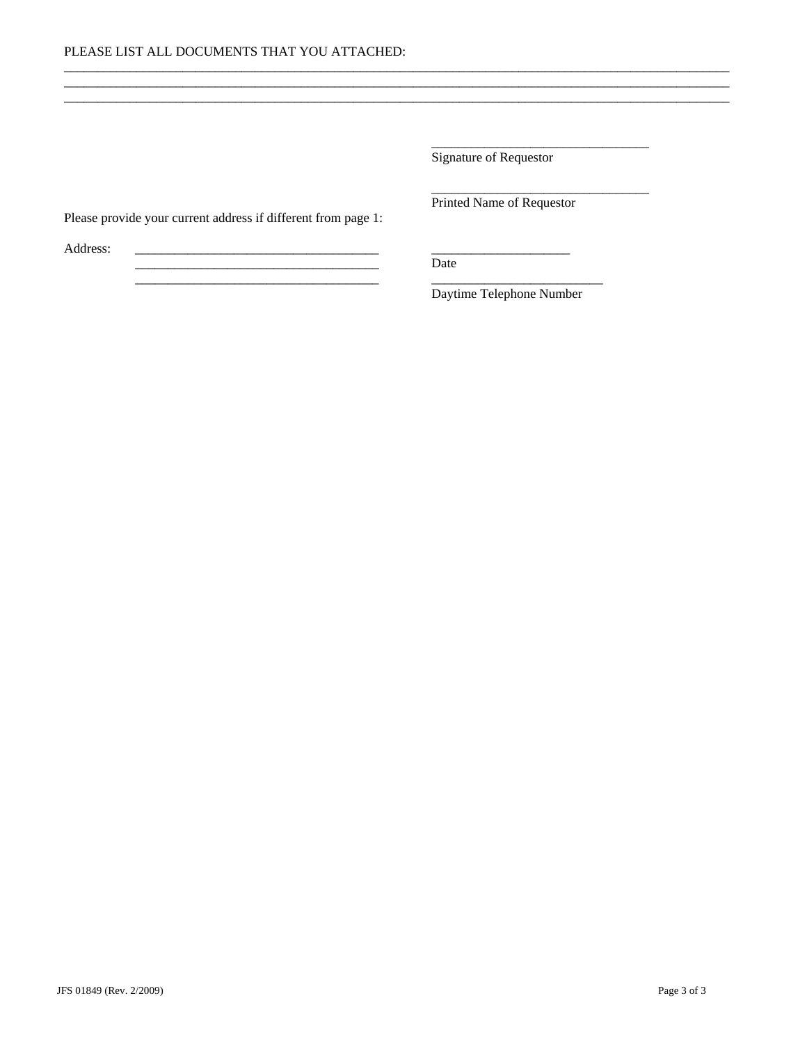PLEASE LIST ALL DOCUMENTS THAT YOU ATTACHED:

_______________________________________________________________________________________________

_______________________________________________________________________________________________

_______________________________________________________________________________________________

________________________________
Signature of Requestor

________________________________
Printed Name of Requestor

Please provide your current address if different from page 1:

Address: ____________________________________

____________________________________

____________________________________

_____________________
Date

_________________________
Daytime Telephone Number

JFS 01849 (Rev. 2/2009)